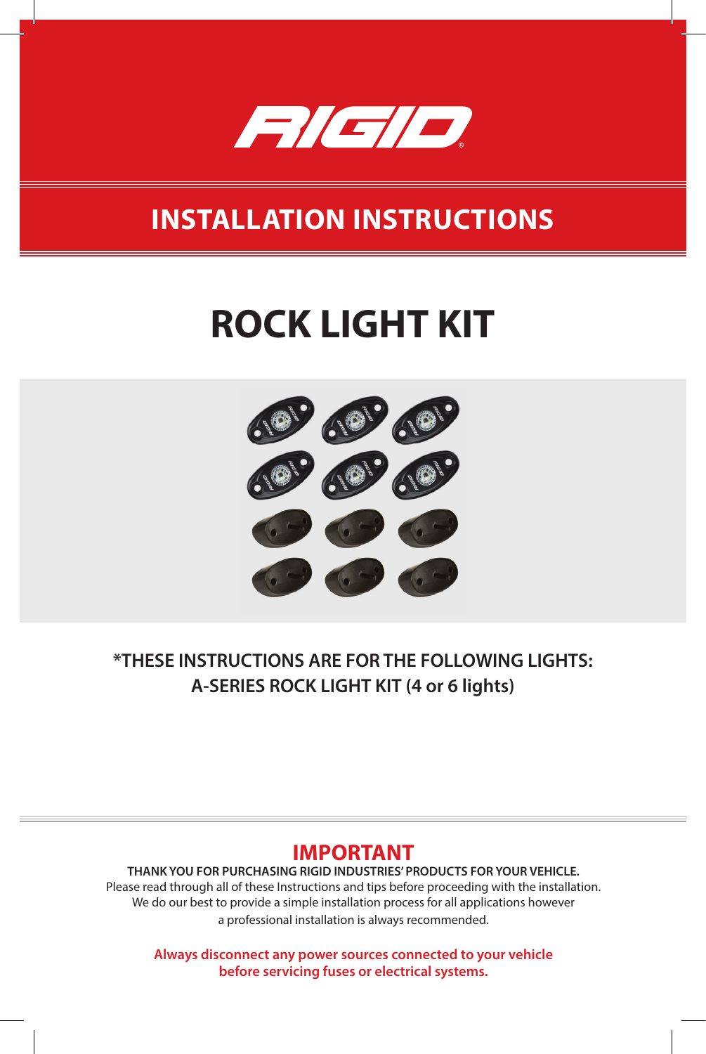RIGID

## INSTALLATION INSTRUCTIONS

# ROCK LIGHT KIT

**\*THESE INSTRUCTIONS ARE FOR THE FOLLOWING LIGHTS:**
**A-SERIES ROCK LIGHT KIT (4 or 6 lights)**

## IMPORTANT

**THANK YOU FOR PURCHASING RIGID INDUSTRIES' PRODUCTS FOR YOUR VEHICLE.**
Please read through all of these Instructions and tips before proceeding with the installation.
We do our best to provide a simple installation process for all applications however
a professional installation is always recommended.

**Always disconnect any power sources connected to your vehicle before servicing fuses or electrical systems.**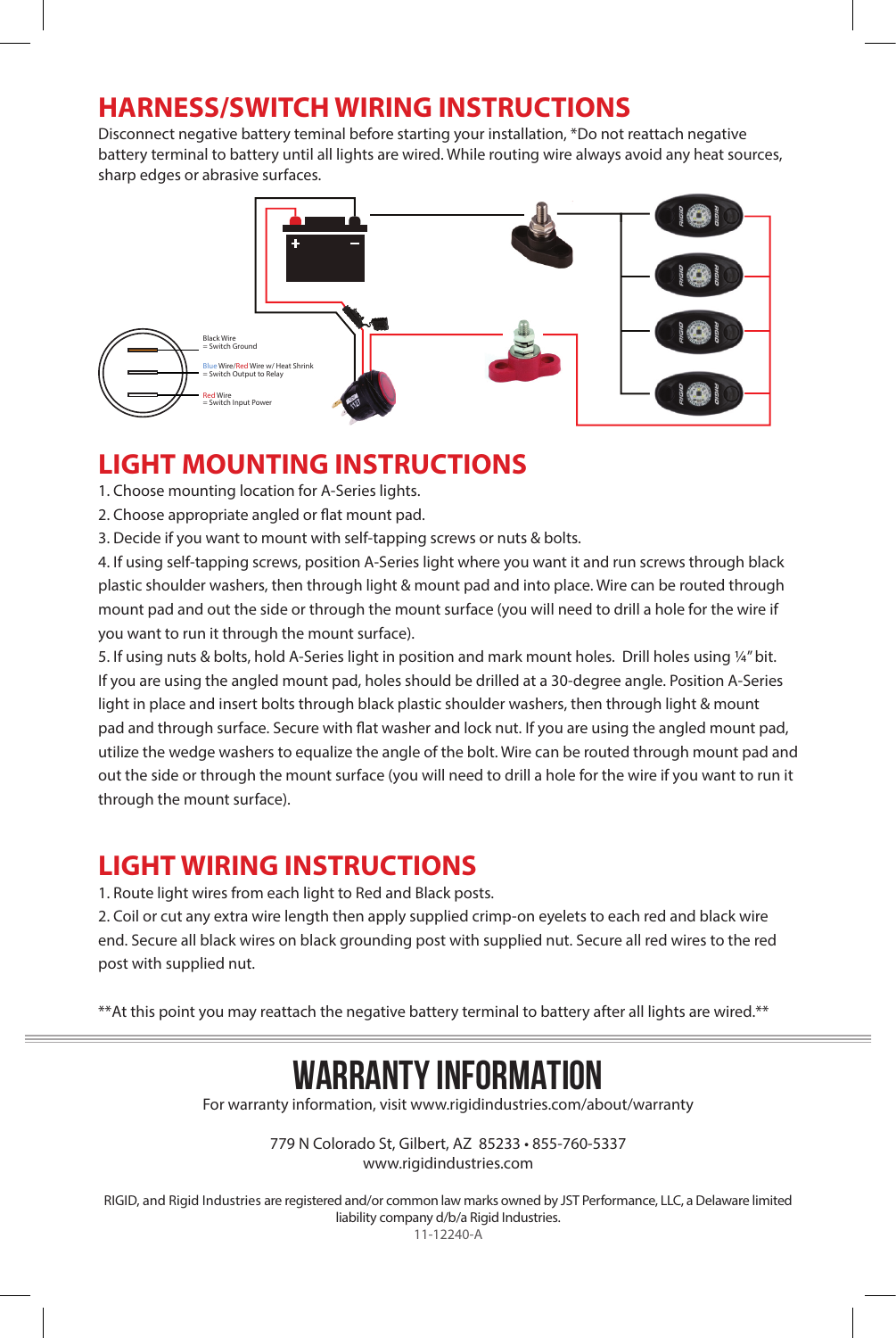## HARNESS/SWITCH WIRING INSTRUCTIONS

Disconnect negative battery teminal before starting your installation, *Do not reattach negative battery terminal to battery until all lights are wired. While routing wire always avoid any heat sources, sharp edges or abrasive surfaces.

Black Wire
= Switch Ground

Blue Wire/Red Wire w/ Heat Shrink
= Switch Output to Relay

Red Wire
= Switch Input Power

## LIGHT MOUNTING INSTRUCTIONS

1. Choose mounting location for A-Series lights.
2. Choose appropriate angled or flat mount pad.
3. Decide if you want to mount with self-tapping screws or nuts & bolts.
4. If using self-tapping screws, position A-Series light where you want it and run screws through black plastic shoulder washers, then through light & mount pad and into place. Wire can be routed through mount pad and out the side or through the mount surface (you will need to drill a hole for the wire if you want to run it through the mount surface).
5. If using nuts & bolts, hold A-Series light in position and mark mount holes. Drill holes using ¼" bit. If you are using the angled mount pad, holes should be drilled at a 30-degree angle. Position A-Series light in place and insert bolts through black plastic shoulder washers, then through light & mount pad and through surface. Secure with flat washer and lock nut. If you are using the angled mount pad, utilize the wedge washers to equalize the angle of the bolt. Wire can be routed through mount pad and out the side or through the mount surface (you will need to drill a hole for the wire if you want to run it through the mount surface).

## LIGHT WIRING INSTRUCTIONS

1. Route light wires from each light to Red and Black posts.
2. Coil or cut any extra wire length then apply supplied crimp-on eyelets to each red and black wire end. Secure all black wires on black grounding post with supplied nut. Secure all red wires to the red post with supplied nut.

**At this point you may reattach the negative battery terminal to battery after all lights are wired.**

# WARRANTY INFORMATION

For warranty information, visit www.rigidindustries.com/about/warranty

779 N Colorado St, Gilbert, AZ 85233 • 855-760-5337
www.rigidindustries.com

RIGID, and Rigid Industries are registered and/or common law marks owned by JST Performance, LLC, a Delaware limited liability company d/b/a Rigid Industries.
11-12240-A